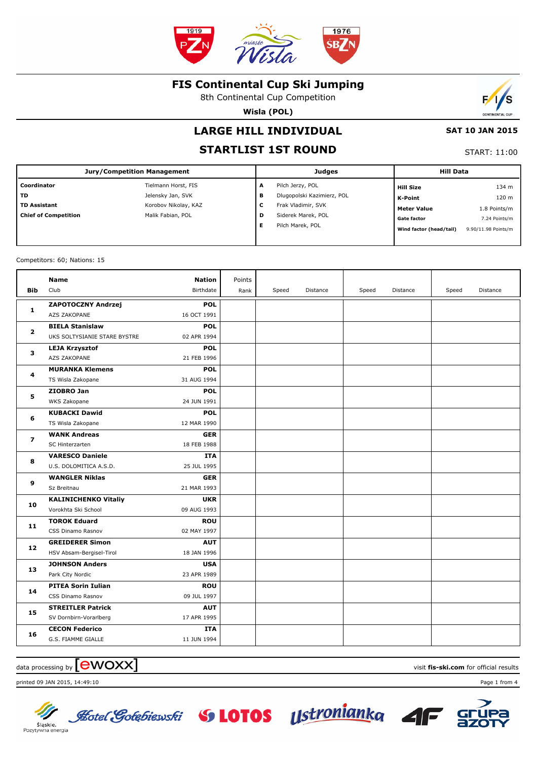# FIS Continental Cup Ski Jumping

8th Continental Cup Competition

**Wisla (POL)**

## LARGE HILL INDIVIDUAL

**SAT 10 JAN 2015**

## STARTLIST 1ST ROUND

START: 11:00

| Jury/Competition Management | | Judges | | Hill Data | |
|---|---|---|---|---|---|
| **Coordinator** | Tielmann Horst, FIS | **A** | Pilch Jerzy, POL | **Hill Size** | 134 m |
| **TD** | Jelensky Jan, SVK | **B** | Dlugopolski Kazimierz, POL | **K-Point** | 120 m |
| **TD Assistant** | Korobov Nikolay, KAZ | **C** | Frak Vladimir, SVK | **Meter Value** | 1.8 Points/m |
| **Chief of Competition** | Malik Fabian, POL | **D** | Siderek Marek, POL | **Gate factor** | 7.24 Points/m |
| | | **E** | Pilch Marek, POL | **Wind factor (head/tail)** | 9.90/11.98 Points/m |

Competitors: 60; Nations: 15

| Bib | Name / Club | Nation / Birthdate | Points / Rank | Speed | Distance | Speed | Distance | Speed | Distance |
|---|---|---|---|---|---|---|---|---|---|
| 1 | **ZAPOTOCZNY Andrzej** / AZS ZAKOPANE | **POL** / 16 OCT 1991 | | | | | | | |
| 2 | **BIELA Stanislaw** / UKS SOLTYSIANIE STARE BYSTRE | **POL** / 02 APR 1994 | | | | | | | |
| 3 | **LEJA Krzysztof** / AZS ZAKOPANE | **POL** / 21 FEB 1996 | | | | | | | |
| 4 | **MURANKA Klemens** / TS Wisla Zakopane | **POL** / 31 AUG 1994 | | | | | | | |
| 5 | **ZIOBRO Jan** / WKS Zakopane | **POL** / 24 JUN 1991 | | | | | | | |
| 6 | **KUBACKI Dawid** / TS Wisla Zakopane | **POL** / 12 MAR 1990 | | | | | | | |
| 7 | **WANK Andreas** / SC Hinterzarten | **GER** / 18 FEB 1988 | | | | | | | |
| 8 | **VARESCO Daniele** / U.S. DOLOMITICA A.S.D. | **ITA** / 25 JUL 1995 | | | | | | | |
| 9 | **WANGLER Niklas** / Sz Breitnau | **GER** / 21 MAR 1993 | | | | | | | |
| 10 | **KALINICHENKO Vitaliy** / Vorokhta Ski School | **UKR** / 09 AUG 1993 | | | | | | | |
| 11 | **TOROK Eduard** / CSS Dinamo Rasnov | **ROU** / 02 MAY 1997 | | | | | | | |
| 12 | **GREIDERER Simon** / HSV Absam-Bergisel-Tirol | **AUT** / 18 JAN 1996 | | | | | | | |
| 13 | **JOHNSON Anders** / Park City Nordic | **USA** / 23 APR 1989 | | | | | | | |
| 14 | **PITEA Sorin Iulian** / CSS Dinamo Rasnov | **ROU** / 09 JUL 1997 | | | | | | | |
| 15 | **STREITLER Patrick** / SV Dornbirn-Vorarlberg | **AUT** / 17 APR 1995 | | | | | | | |
| 16 | **CECON Federico** / G.S. FIAMME GIALLE | **ITA** / 11 JUN 1994 | | | | | | | |

data processing by [ewoxx]

visit **fis-ski.com** for official results

printed 09 JAN 2015, 14:49:10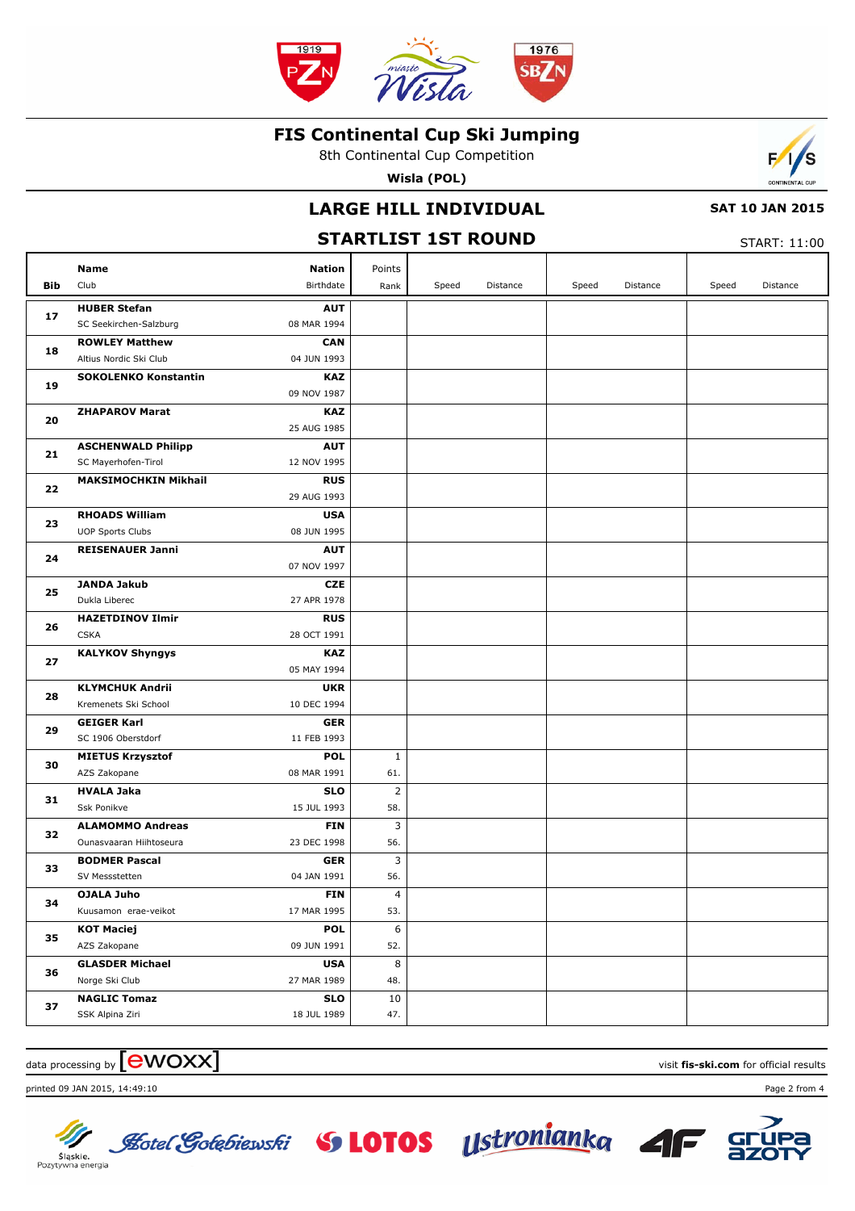# FIS Continental Cup Ski Jumping

8th Continental Cup Competition

**Wisla (POL)**

## LARGE HILL INDIVIDUAL

**SAT 10 JAN 2015**

## STARTLIST 1ST ROUND

START: 11:00

| Bib | Name / Club | Nation / Birthdate | Points / Rank | Speed | Distance | Speed | Distance | Speed | Distance |
|---|---|---|---|---|---|---|---|---|---|
| 17 | **HUBER Stefan**<br>SC Seekirchen-Salzburg | **AUT**<br>08 MAR 1994 | | | | | | | |
| 18 | **ROWLEY Matthew**<br>Altius Nordic Ski Club | **CAN**<br>04 JUN 1993 | | | | | | | |
| 19 | **SOKOLENKO Konstantin** | **KAZ**<br>09 NOV 1987 | | | | | | | |
| 20 | **ZHAPAROV Marat** | **KAZ**<br>25 AUG 1985 | | | | | | | |
| 21 | **ASCHENWALD Philipp**<br>SC Mayerhofen-Tirol | **AUT**<br>12 NOV 1995 | | | | | | | |
| 22 | **MAKSIMOCHKIN Mikhail** | **RUS**<br>29 AUG 1993 | | | | | | | |
| 23 | **RHOADS William**<br>UOP Sports Clubs | **USA**<br>08 JUN 1995 | | | | | | | |
| 24 | **REISENAUER Janni** | **AUT**<br>07 NOV 1997 | | | | | | | |
| 25 | **JANDA Jakub**<br>Dukla Liberec | **CZE**<br>27 APR 1978 | | | | | | | |
| 26 | **HAZETDINOV Ilmir**<br>CSKA | **RUS**<br>28 OCT 1991 | | | | | | | |
| 27 | **KALYKOV Shyngys** | **KAZ**<br>05 MAY 1994 | | | | | | | |
| 28 | **KLYMCHUK Andrii**<br>Kremenets Ski School | **UKR**<br>10 DEC 1994 | | | | | | | |
| 29 | **GEIGER Karl**<br>SC 1906 Oberstdorf | **GER**<br>11 FEB 1993 | | | | | | | |
| 30 | **MIETUS Krzysztof**<br>AZS Zakopane | **POL**<br>08 MAR 1991 | 1<br>61. | | | | | | |
| 31 | **HVALA Jaka**<br>Ssk Ponikve | **SLO**<br>15 JUL 1993 | 2<br>58. | | | | | | |
| 32 | **ALAMOMMO Andreas**<br>Ounasvaaran Hiihtoseura | **FIN**<br>23 DEC 1998 | 3<br>56. | | | | | | |
| 33 | **BODMER Pascal**<br>SV Messstetten | **GER**<br>04 JAN 1991 | 3<br>56. | | | | | | |
| 34 | **OJALA Juho**<br>Kuusamon erae-veikot | **FIN**<br>17 MAR 1995 | 4<br>53. | | | | | | |
| 35 | **KOT Maciej**<br>AZS Zakopane | **POL**<br>09 JUN 1991 | 6<br>52. | | | | | | |
| 36 | **GLASDER Michael**<br>Norge Ski Club | **USA**<br>27 MAR 1989 | 8<br>48. | | | | | | |
| 37 | **NAGLIC Tomaz**<br>SSK Alpina Ziri | **SLO**<br>18 JUL 1989 | 10<br>47. | | | | | | |

data processing by ewoxx — visit **fis-ski.com** for official results

printed 09 JAN 2015, 14:49:10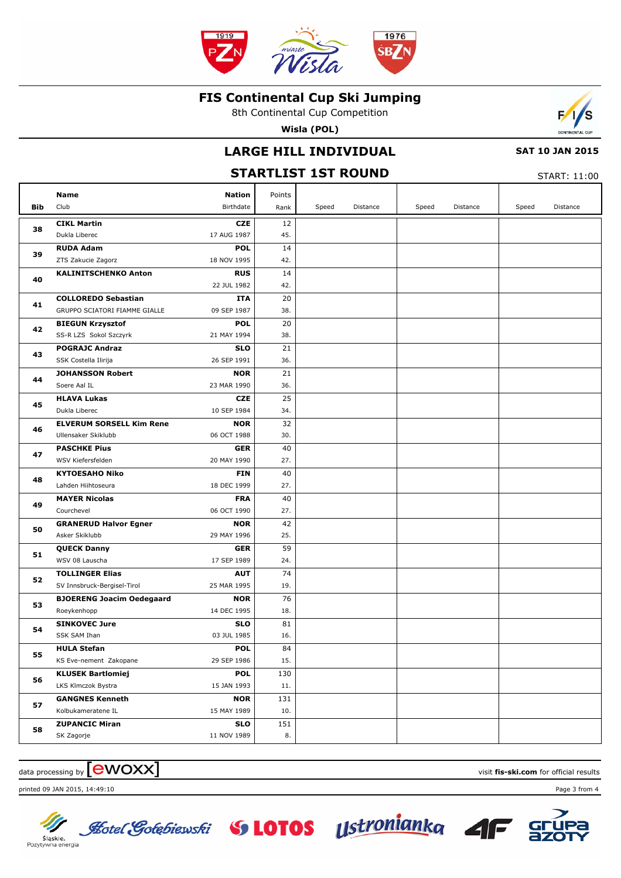# FIS Continental Cup Ski Jumping

8th Continental Cup Competition

**Wisla (POL)**

## LARGE HILL INDIVIDUAL

**SAT 10 JAN 2015**

## STARTLIST 1ST ROUND

START: 11:00

| Bib | Name / Club | Nation / Birthdate | Points / Rank | Speed | Distance | Speed | Distance | Speed | Distance |
|---|---|---|---|---|---|---|---|---|---|
| 38 | **CIKL Martin**<br>Dukla Liberec | **CZE**<br>17 AUG 1987 | 12<br>45. | | | | | | |
| 39 | **RUDA Adam**<br>ZTS Zakucie Zagorz | **POL**<br>18 NOV 1995 | 14<br>42. | | | | | | |
| 40 | **KALINITSCHENKO Anton** | **RUS**<br>22 JUL 1982 | 14<br>42. | | | | | | |
| 41 | **COLLOREDO Sebastian**<br>GRUPPO SCIATORI FIAMME GIALLE | **ITA**<br>09 SEP 1987 | 20<br>38. | | | | | | |
| 42 | **BIEGUN Krzysztof**<br>SS-R LZS Sokol Szczyrk | **POL**<br>21 MAY 1994 | 20<br>38. | | | | | | |
| 43 | **POGRAJC Andraz**<br>SSK Costella Ilirija | **SLO**<br>26 SEP 1991 | 21<br>36. | | | | | | |
| 44 | **JOHANSSON Robert**<br>Soere Aal IL | **NOR**<br>23 MAR 1990 | 21<br>36. | | | | | | |
| 45 | **HLAVA Lukas**<br>Dukla Liberec | **CZE**<br>10 SEP 1984 | 25<br>34. | | | | | | |
| 46 | **ELVERUM SORSELL Kim Rene**<br>Ullensaker Skiklubb | **NOR**<br>06 OCT 1988 | 32<br>30. | | | | | | |
| 47 | **PASCHKE Pius**<br>WSV Kiefersfelden | **GER**<br>20 MAY 1990 | 40<br>27. | | | | | | |
| 48 | **KYTOESAHO Niko**<br>Lahden Hiihtoseura | **FIN**<br>18 DEC 1999 | 40<br>27. | | | | | | |
| 49 | **MAYER Nicolas**<br>Courchevel | **FRA**<br>06 OCT 1990 | 40<br>27. | | | | | | |
| 50 | **GRANERUD Halvor Egner**<br>Asker Skiklubb | **NOR**<br>29 MAY 1996 | 42<br>25. | | | | | | |
| 51 | **QUECK Danny**<br>WSV 08 Lauscha | **GER**<br>17 SEP 1989 | 59<br>24. | | | | | | |
| 52 | **TOLLINGER Elias**<br>SV Innsbruck-Bergisel-Tirol | **AUT**<br>25 MAR 1995 | 74<br>19. | | | | | | |
| 53 | **BJOERENG Joacim Oedegaard**<br>Roeykenhopp | **NOR**<br>14 DEC 1995 | 76<br>18. | | | | | | |
| 54 | **SINKOVEC Jure**<br>SSK SAM Ihan | **SLO**<br>03 JUL 1985 | 81<br>16. | | | | | | |
| 55 | **HULA Stefan**<br>KS Eve-nement Zakopane | **POL**<br>29 SEP 1986 | 84<br>15. | | | | | | |
| 56 | **KLUSEK Bartlomiej**<br>LKS Klmczok Bystra | **POL**<br>15 JAN 1993 | 130<br>11. | | | | | | |
| 57 | **GANGNES Kenneth**<br>Kolbukameratene IL | **NOR**<br>15 MAY 1989 | 131<br>10. | | | | | | |
| 58 | **ZUPANCIC Miran**<br>SK Zagorje | **SLO**<br>11 NOV 1989 | 151<br>8. | | | | | | |

data processing by ewoxx — visit **fis-ski.com** for official results

printed 09 JAN 2015, 14:49:10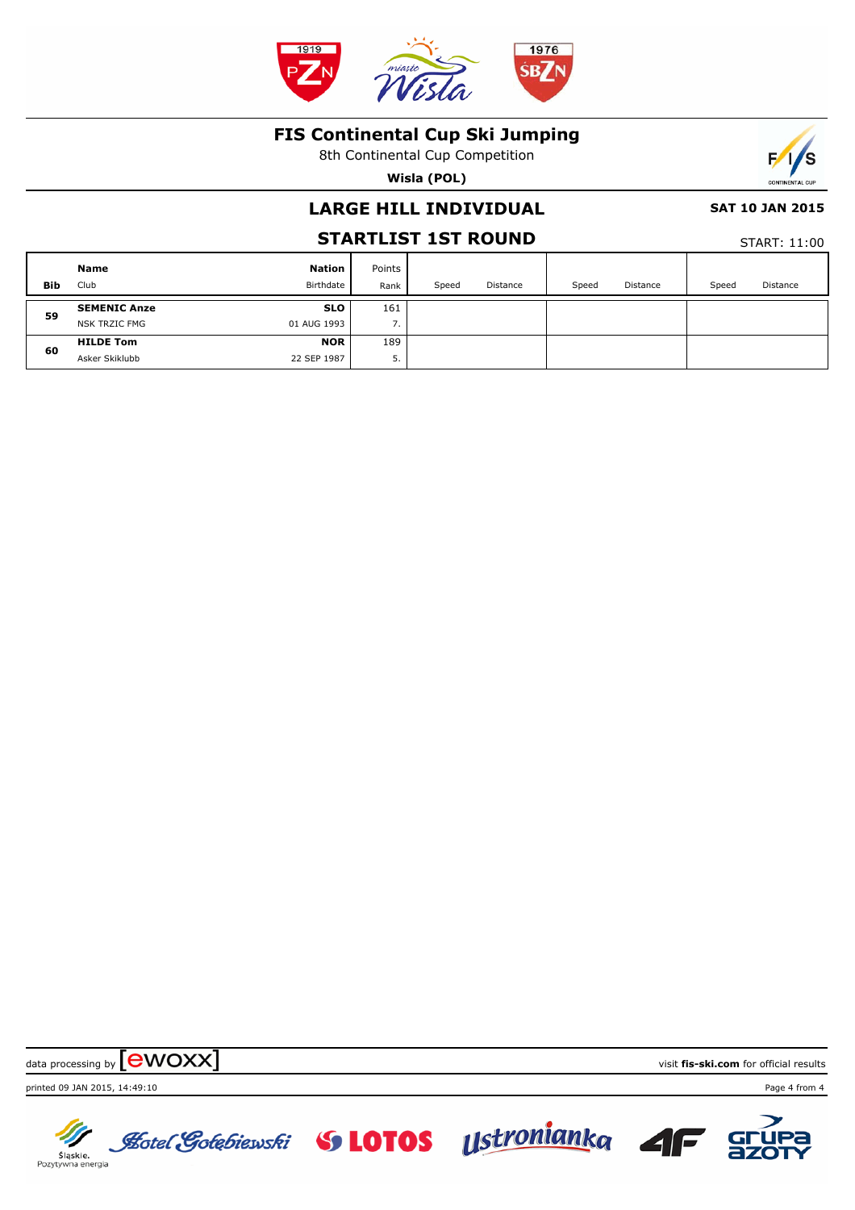# FIS Continental Cup Ski Jumping

8th Continental Cup Competition

**Wisla (POL)**

## LARGE HILL INDIVIDUAL

**SAT 10 JAN 2015**

## STARTLIST 1ST ROUND

START: 11:00

| Bib | Name / Club | Nation / Birthdate | Points / Rank | Speed | Distance | Speed | Distance | Speed | Distance |
|---|---|---|---|---|---|---|---|---|---|
| 59 | **SEMENIC Anze**<br>NSK TRZIC FMG | **SLO**<br>01 AUG 1993 | 161<br>7. | | | | | | |
| 60 | **HILDE Tom**<br>Asker Skiklubb | **NOR**<br>22 SEP 1987 | 189<br>5. | | | | | | |

data processing by [ewoxx]

visit **fis-ski.com** for official results

printed 09 JAN 2015, 14:49:10